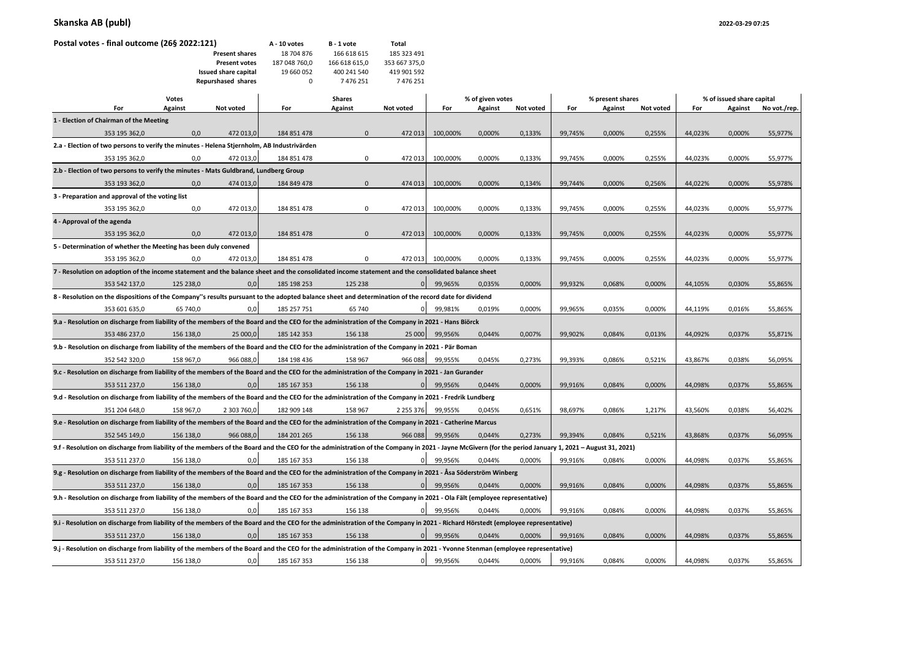# Skanska AB (publ)

2022-03-29 07:25

**Postal votes - final outcome (26§ 2022:121)**

| | A - 10 votes | B - 1 vote | Total |
|---|---|---|---|
| **Present shares** | 18 704 876 | 166 618 615 | 185 323 491 |
| **Present votes** | 187 048 760,0 | 166 618 615,0 | 353 667 375,0 |
| **Issued share capital** | 19 660 052 | 400 241 540 | 419 901 592 |
| **Repurshased shares** | 0 | 7 476 251 | 7 476 251 |

| Votes | | | Shares | | | % of given votes | | | % present shares | | | % of issued share capital | | |
|---|---|---|---|---|---|---|---|---|---|---|---|---|---|---|
| **For** | **Against** | **Not voted** | **For** | **Against** | **Not voted** | **For** | **Against** | **Not voted** | **For** | **Against** | **Not voted** | **For** | **Against** | **No vot./rep.** |
| **1 - Election of Chairman of the Meeting** | | | | | | | | | | | | | | |
| 353 195 362,0 | 0,0 | 472 013,0 | 184 851 478 | 0 | 472 013 | 100,000% | 0,000% | 0,133% | 99,745% | 0,000% | 0,255% | 44,023% | 0,000% | 55,977% |
| **2.a - Election of two persons to verify the minutes - Helena Stjernholm, AB Industrivärden** | | | | | | | | | | | | | | |
| 353 195 362,0 | 0,0 | 472 013,0 | 184 851 478 | 0 | 472 013 | 100,000% | 0,000% | 0,133% | 99,745% | 0,000% | 0,255% | 44,023% | 0,000% | 55,977% |
| **2.b - Election of two persons to verify the minutes - Mats Guldbrand, Lundberg Group** | | | | | | | | | | | | | | |
| 353 193 362,0 | 0,0 | 474 013,0 | 184 849 478 | 0 | 474 013 | 100,000% | 0,000% | 0,134% | 99,744% | 0,000% | 0,256% | 44,022% | 0,000% | 55,978% |
| **3 - Preparation and approval of the voting list** | | | | | | | | | | | | | | |
| 353 195 362,0 | 0,0 | 472 013,0 | 184 851 478 | 0 | 472 013 | 100,000% | 0,000% | 0,133% | 99,745% | 0,000% | 0,255% | 44,023% | 0,000% | 55,977% |
| **4 - Approval of the agenda** | | | | | | | | | | | | | | |
| 353 195 362,0 | 0,0 | 472 013,0 | 184 851 478 | 0 | 472 013 | 100,000% | 0,000% | 0,133% | 99,745% | 0,000% | 0,255% | 44,023% | 0,000% | 55,977% |
| **5 - Determination of whether the Meeting has been duly convened** | | | | | | | | | | | | | | |
| 353 195 362,0 | 0,0 | 472 013,0 | 184 851 478 | 0 | 472 013 | 100,000% | 0,000% | 0,133% | 99,745% | 0,000% | 0,255% | 44,023% | 0,000% | 55,977% |
| **7 - Resolution on adoption of the income statement and the balance sheet and the consolidated income statement and the consolidated balance sheet** | | | | | | | | | | | | | | |
| 353 542 137,0 | 125 238,0 | 0,0 | 185 198 253 | 125 238 | 0 | 99,965% | 0,035% | 0,000% | 99,932% | 0,068% | 0,000% | 44,105% | 0,030% | 55,865% |
| **8 - Resolution on the dispositions of the Company''s results pursuant to the adopted balance sheet and determination of the record date for dividend** | | | | | | | | | | | | | | |
| 353 601 635,0 | 65 740,0 | 0,0 | 185 257 751 | 65 740 | 0 | 99,981% | 0,019% | 0,000% | 99,965% | 0,035% | 0,000% | 44,119% | 0,016% | 55,865% |
| **9.a - Resolution on discharge from liability of the members of the Board and the CEO for the administration of the Company in 2021 - Hans Biörck** | | | | | | | | | | | | | | |
| 353 486 237,0 | 156 138,0 | 25 000,0 | 185 142 353 | 156 138 | 25 000 | 99,956% | 0,044% | 0,007% | 99,902% | 0,084% | 0,013% | 44,092% | 0,037% | 55,871% |
| **9.b - Resolution on discharge from liability of the members of the Board and the CEO for the administration of the Company in 2021 - Pär Boman** | | | | | | | | | | | | | | |
| 352 542 320,0 | 158 967,0 | 966 088,0 | 184 198 436 | 158 967 | 966 088 | 99,955% | 0,045% | 0,273% | 99,393% | 0,086% | 0,521% | 43,867% | 0,038% | 56,095% |
| **9.c - Resolution on discharge from liability of the members of the Board and the CEO for the administration of the Company in 2021 - Jan Gurander** | | | | | | | | | | | | | | |
| 353 511 237,0 | 156 138,0 | 0,0 | 185 167 353 | 156 138 | 0 | 99,956% | 0,044% | 0,000% | 99,916% | 0,084% | 0,000% | 44,098% | 0,037% | 55,865% |
| **9.d - Resolution on discharge from liability of the members of the Board and the CEO for the administration of the Company in 2021 - Fredrik Lundberg** | | | | | | | | | | | | | | |
| 351 204 648,0 | 158 967,0 | 2 303 760,0 | 182 909 148 | 158 967 | 2 255 376 | 99,955% | 0,045% | 0,651% | 98,697% | 0,086% | 1,217% | 43,560% | 0,038% | 56,402% |
| **9.e - Resolution on discharge from liability of the members of the Board and the CEO for the administration of the Company in 2021 - Catherine Marcus** | | | | | | | | | | | | | | |
| 352 545 149,0 | 156 138,0 | 966 088,0 | 184 201 265 | 156 138 | 966 088 | 99,956% | 0,044% | 0,273% | 99,394% | 0,084% | 0,521% | 43,868% | 0,037% | 56,095% |
| **9.f - Resolution on discharge from liability of the members of the Board and the CEO for the administration of the Company in 2021 - Jayne McGivern (for the period January 1, 2021 – August 31, 2021)** | | | | | | | | | | | | | | |
| 353 511 237,0 | 156 138,0 | 0,0 | 185 167 353 | 156 138 | 0 | 99,956% | 0,044% | 0,000% | 99,916% | 0,084% | 0,000% | 44,098% | 0,037% | 55,865% |
| **9.g - Resolution on discharge from liability of the members of the Board and the CEO for the administration of the Company in 2021 - Åsa Söderström Winberg** | | | | | | | | | | | | | | |
| 353 511 237,0 | 156 138,0 | 0,0 | 185 167 353 | 156 138 | 0 | 99,956% | 0,044% | 0,000% | 99,916% | 0,084% | 0,000% | 44,098% | 0,037% | 55,865% |
| **9.h - Resolution on discharge from liability of the members of the Board and the CEO for the administration of the Company in 2021 - Ola Fält (employee representative)** | | | | | | | | | | | | | | |
| 353 511 237,0 | 156 138,0 | 0,0 | 185 167 353 | 156 138 | 0 | 99,956% | 0,044% | 0,000% | 99,916% | 0,084% | 0,000% | 44,098% | 0,037% | 55,865% |
| **9.i - Resolution on discharge from liability of the members of the Board and the CEO for the administration of the Company in 2021 - Richard Hörstedt (employee representative)** | | | | | | | | | | | | | | |
| 353 511 237,0 | 156 138,0 | 0,0 | 185 167 353 | 156 138 | 0 | 99,956% | 0,044% | 0,000% | 99,916% | 0,084% | 0,000% | 44,098% | 0,037% | 55,865% |
| **9.j - Resolution on discharge from liability of the members of the Board and the CEO for the administration of the Company in 2021 - Yvonne Stenman (employee representative)** | | | | | | | | | | | | | | |
| 353 511 237,0 | 156 138,0 | 0,0 | 185 167 353 | 156 138 | 0 | 99,956% | 0,044% | 0,000% | 99,916% | 0,084% | 0,000% | 44,098% | 0,037% | 55,865% |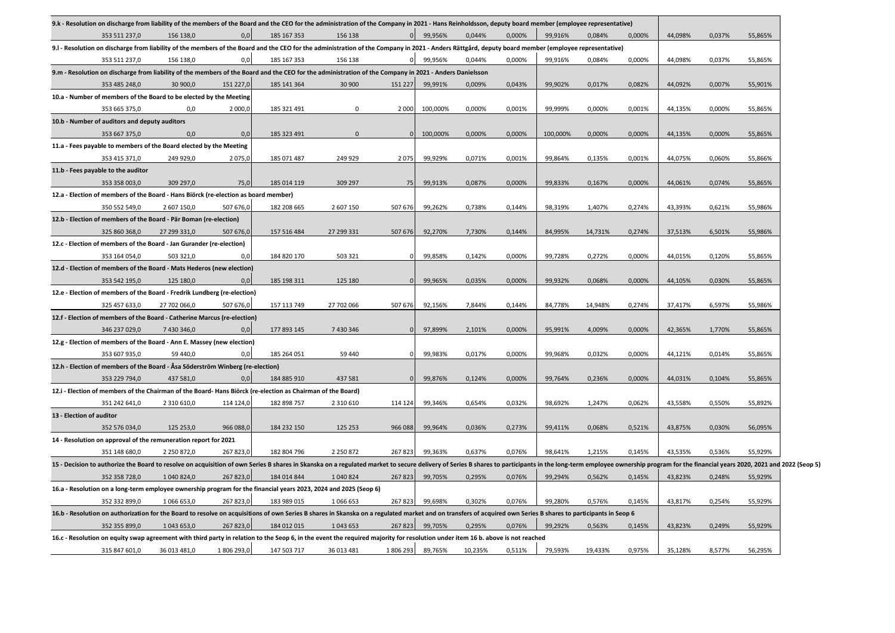| | | | | | | | | | | | | | | |
|---|---|---|---|---|---|---|---|---|---|---|---|---|---|---|
| **9.k - Resolution on discharge from liability of the members of the Board and the CEO for the administration of the Company in 2021 - Hans Reinholdsson, deputy board member (employee representative)** | | | | | | | | | | | | | | |
| 353 511 237,0 | 156 138,0 | 0,0 | 185 167 353 | 156 138 | 0 | 99,956% | 0,044% | 0,000% | 99,916% | 0,084% | 0,000% | 44,098% | 0,037% | 55,865% |
| **9.l - Resolution on discharge from liability of the members of the Board and the CEO for the administration of the Company in 2021 - Anders Rättgård, deputy board member (employee representative)** | | | | | | | | | | | | | | |
| 353 511 237,0 | 156 138,0 | 0,0 | 185 167 353 | 156 138 | 0 | 99,956% | 0,044% | 0,000% | 99,916% | 0,084% | 0,000% | 44,098% | 0,037% | 55,865% |
| **9.m - Resolution on discharge from liability of the members of the Board and the CEO for the administration of the Company in 2021 - Anders Danielsson** | | | | | | | | | | | | | | |
| 353 485 248,0 | 30 900,0 | 151 227,0 | 185 141 364 | 30 900 | 151 227 | 99,991% | 0,009% | 0,043% | 99,902% | 0,017% | 0,082% | 44,092% | 0,007% | 55,901% |
| **10.a - Number of members of the Board to be elected by the Meeting** | | | | | | | | | | | | | | |
| 353 665 375,0 | 0,0 | 2 000,0 | 185 321 491 | 0 | 2 000 | 100,000% | 0,000% | 0,001% | 99,999% | 0,000% | 0,001% | 44,135% | 0,000% | 55,865% |
| **10.b - Number of auditors and deputy auditors** | | | | | | | | | | | | | | |
| 353 667 375,0 | 0,0 | 0,0 | 185 323 491 | 0 | 0 | 100,000% | 0,000% | 0,000% | 100,000% | 0,000% | 0,000% | 44,135% | 0,000% | 55,865% |
| **11.a - Fees payable to members of the Board elected by the Meeting** | | | | | | | | | | | | | | |
| 353 415 371,0 | 249 929,0 | 2 075,0 | 185 071 487 | 249 929 | 2 075 | 99,929% | 0,071% | 0,001% | 99,864% | 0,135% | 0,001% | 44,075% | 0,060% | 55,866% |
| **11.b - Fees payable to the auditor** | | | | | | | | | | | | | | |
| 353 358 003,0 | 309 297,0 | 75,0 | 185 014 119 | 309 297 | 75 | 99,913% | 0,087% | 0,000% | 99,833% | 0,167% | 0,000% | 44,061% | 0,074% | 55,865% |
| **12.a - Election of members of the Board - Hans Biörck (re-election as board member)** | | | | | | | | | | | | | | |
| 350 552 549,0 | 2 607 150,0 | 507 676,0 | 182 208 665 | 2 607 150 | 507 676 | 99,262% | 0,738% | 0,144% | 98,319% | 1,407% | 0,274% | 43,393% | 0,621% | 55,986% |
| **12.b - Election of members of the Board - Pär Boman (re-election)** | | | | | | | | | | | | | | |
| 325 860 368,0 | 27 299 331,0 | 507 676,0 | 157 516 484 | 27 299 331 | 507 676 | 92,270% | 7,730% | 0,144% | 84,995% | 14,731% | 0,274% | 37,513% | 6,501% | 55,986% |
| **12.c - Election of members of the Board - Jan Gurander (re-election)** | | | | | | | | | | | | | | |
| 353 164 054,0 | 503 321,0 | 0,0 | 184 820 170 | 503 321 | 0 | 99,858% | 0,142% | 0,000% | 99,728% | 0,272% | 0,000% | 44,015% | 0,120% | 55,865% |
| **12.d - Election of members of the Board - Mats Hederos (new election)** | | | | | | | | | | | | | | |
| 353 542 195,0 | 125 180,0 | 0,0 | 185 198 311 | 125 180 | 0 | 99,965% | 0,035% | 0,000% | 99,932% | 0,068% | 0,000% | 44,105% | 0,030% | 55,865% |
| **12.e - Election of members of the Board - Fredrik Lundberg (re-election)** | | | | | | | | | | | | | | |
| 325 457 633,0 | 27 702 066,0 | 507 676,0 | 157 113 749 | 27 702 066 | 507 676 | 92,156% | 7,844% | 0,144% | 84,778% | 14,948% | 0,274% | 37,417% | 6,597% | 55,986% |
| **12.f - Election of members of the Board - Catherine Marcus (re-election)** | | | | | | | | | | | | | | |
| 346 237 029,0 | 7 430 346,0 | 0,0 | 177 893 145 | 7 430 346 | 0 | 97,899% | 2,101% | 0,000% | 95,991% | 4,009% | 0,000% | 42,365% | 1,770% | 55,865% |
| **12.g - Election of members of the Board - Ann E. Massey (new election)** | | | | | | | | | | | | | | |
| 353 607 935,0 | 59 440,0 | 0,0 | 185 264 051 | 59 440 | 0 | 99,983% | 0,017% | 0,000% | 99,968% | 0,032% | 0,000% | 44,121% | 0,014% | 55,865% |
| **12.h - Election of members of the Board - Åsa Söderström Winberg (re-election)** | | | | | | | | | | | | | | |
| 353 229 794,0 | 437 581,0 | 0,0 | 184 885 910 | 437 581 | 0 | 99,876% | 0,124% | 0,000% | 99,764% | 0,236% | 0,000% | 44,031% | 0,104% | 55,865% |
| **12.i - Election of members of the Chairman of the Board- Hans Biörck (re-election as Chairman of the Board)** | | | | | | | | | | | | | | |
| 351 242 641,0 | 2 310 610,0 | 114 124,0 | 182 898 757 | 2 310 610 | 114 124 | 99,346% | 0,654% | 0,032% | 98,692% | 1,247% | 0,062% | 43,558% | 0,550% | 55,892% |
| **13 - Election of auditor** | | | | | | | | | | | | | | |
| 352 576 034,0 | 125 253,0 | 966 088,0 | 184 232 150 | 125 253 | 966 088 | 99,964% | 0,036% | 0,273% | 99,411% | 0,068% | 0,521% | 43,875% | 0,030% | 56,095% |
| **14 - Resolution on approval of the remuneration report for 2021** | | | | | | | | | | | | | | |
| 351 148 680,0 | 2 250 872,0 | 267 823,0 | 182 804 796 | 2 250 872 | 267 823 | 99,363% | 0,637% | 0,076% | 98,641% | 1,215% | 0,145% | 43,535% | 0,536% | 55,929% |
| **15 - Decision to authorize the Board to resolve on acquisition of own Series B shares in Skanska on a regulated market to secure delivery of Series B shares to participants in the long-term employee ownership program for the financial years 2020, 2021 and 2022 (Seop 5)** | | | | | | | | | | | | | | |
| 352 358 728,0 | 1 040 824,0 | 267 823,0 | 184 014 844 | 1 040 824 | 267 823 | 99,705% | 0,295% | 0,076% | 99,294% | 0,562% | 0,145% | 43,823% | 0,248% | 55,929% |
| **16.a - Resolution on a long-term employee ownership program for the financial years 2023, 2024 and 2025 (Seop 6)** | | | | | | | | | | | | | | |
| 352 332 899,0 | 1 066 653,0 | 267 823,0 | 183 989 015 | 1 066 653 | 267 823 | 99,698% | 0,302% | 0,076% | 99,280% | 0,576% | 0,145% | 43,817% | 0,254% | 55,929% |
| **16.b - Resolution on authorization for the Board to resolve on acquisitions of own Series B shares in Skanska on a regulated market and on transfers of acquired own Series B shares to participants in Seop 6** | | | | | | | | | | | | | | |
| 352 355 899,0 | 1 043 653,0 | 267 823,0 | 184 012 015 | 1 043 653 | 267 823 | 99,705% | 0,295% | 0,076% | 99,292% | 0,563% | 0,145% | 43,823% | 0,249% | 55,929% |
| **16.c - Resolution on equity swap agreement with third party in relation to the Seop 6, in the event the required majority for resolution under item 16 b. above is not reached** | | | | | | | | | | | | | | |
| 315 847 601,0 | 36 013 481,0 | 1 806 293,0 | 147 503 717 | 36 013 481 | 1 806 293 | 89,765% | 10,235% | 0,511% | 79,593% | 19,433% | 0,975% | 35,128% | 8,577% | 56,295% |